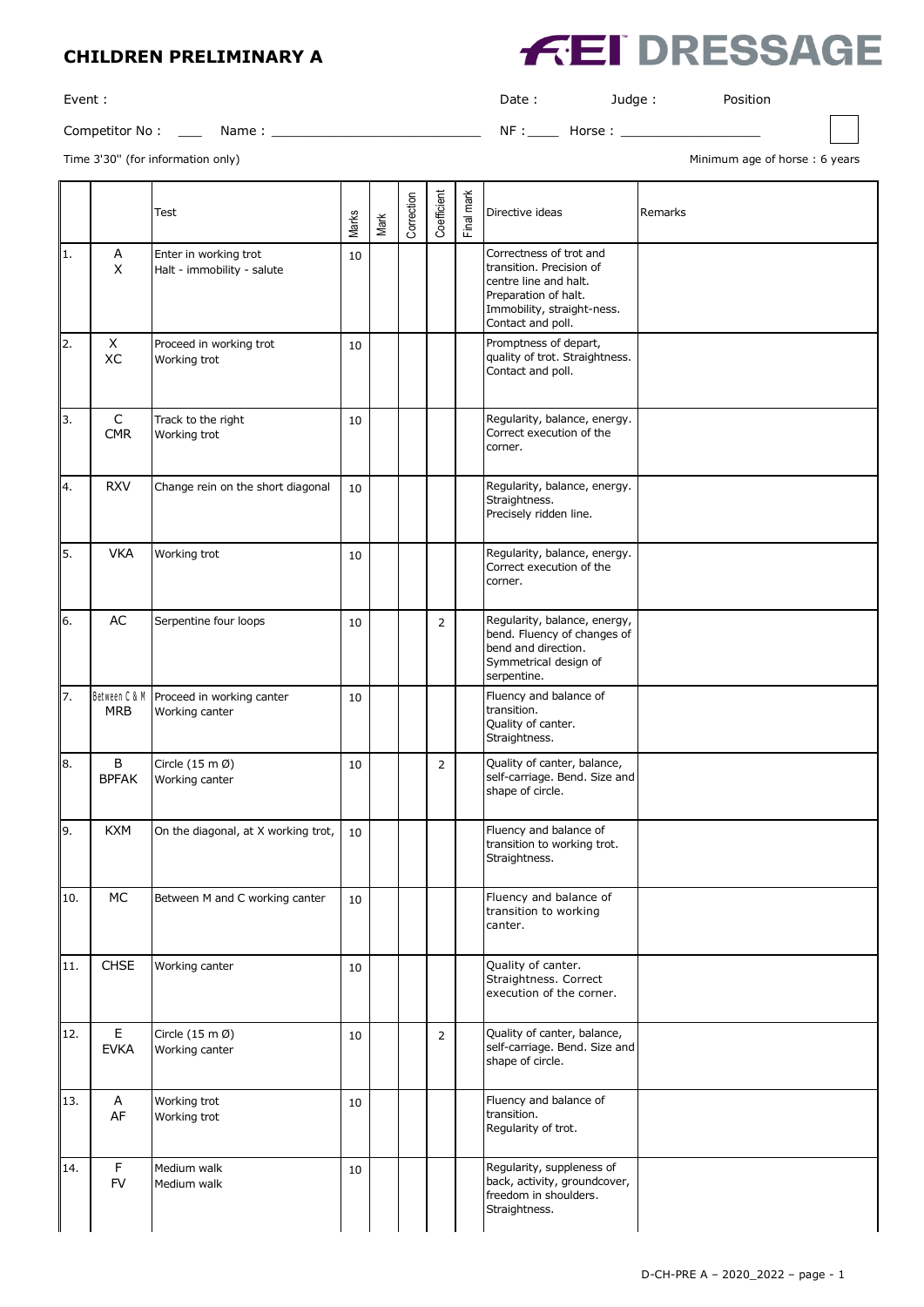# CHILDREN PRELIMINARY A

**FEI DRESSAGE**

Event :

Date : Judge : Position

Competitor No : ___ Name : ___________________________ NF :____ Horse : ___________________

Time 3'30'' (for information only)

Minimum age of horse : 6 years

| | | Test | Marks | Mark | Correction | Coefficient | Final mark | Directive ideas | Remarks |
|---|---|---|---|---|---|---|---|---|---|
| 1. | A<br>X | Enter in working trot<br>Halt - immobility - salute | 10 | | | | | Correctness of trot and transition. Precision of centre line and halt. Preparation of halt. Immobility, straight-ness. Contact and poll. | |
| 2. | X<br>XC | Proceed in working trot<br>Working trot | 10 | | | | | Promptness of depart, quality of trot. Straightness. Contact and poll. | |
| 3. | C<br>CMR | Track to the right<br>Working trot | 10 | | | | | Regularity, balance, energy. Correct execution of the corner. | |
| 4. | RXV | Change rein on the short diagonal | 10 | | | | | Regularity, balance, energy. Straightness.<br>Precisely ridden line. | |
| 5. | VKA | Working trot | 10 | | | | | Regularity, balance, energy. Correct execution of the corner. | |
| 6. | AC | Serpentine four loops | 10 | | | 2 | | Regularity, balance, energy, bend. Fluency of changes of bend and direction. Symmetrical design of serpentine. | |
| 7. | Between C & M<br>MRB | Proceed in working canter<br>Working canter | 10 | | | | | Fluency and balance of transition.<br>Quality of canter. Straightness. | |
| 8. | B<br>BPFAK | Circle (15 m Ø)<br>Working canter | 10 | | | 2 | | Quality of canter, balance, self-carriage. Bend. Size and shape of circle. | |
| 9. | KXM | On the diagonal, at X working trot, | 10 | | | | | Fluency and balance of transition to working trot. Straightness. | |
| 10. | MC | Between M and C working canter | 10 | | | | | Fluency and balance of transition to working canter. | |
| 11. | CHSE | Working canter | 10 | | | | | Quality of canter. Straightness. Correct execution of the corner. | |
| 12. | E<br>EVKA | Circle (15 m Ø)<br>Working canter | 10 | | | 2 | | Quality of canter, balance, self-carriage. Bend. Size and shape of circle. | |
| 13. | A<br>AF | Working trot<br>Working trot | 10 | | | | | Fluency and balance of transition.<br>Regularity of trot. | |
| 14. | F<br>FV | Medium walk<br>Medium walk | 10 | | | | | Regularity, suppleness of back, activity, groundcover, freedom in shoulders. Straightness. | |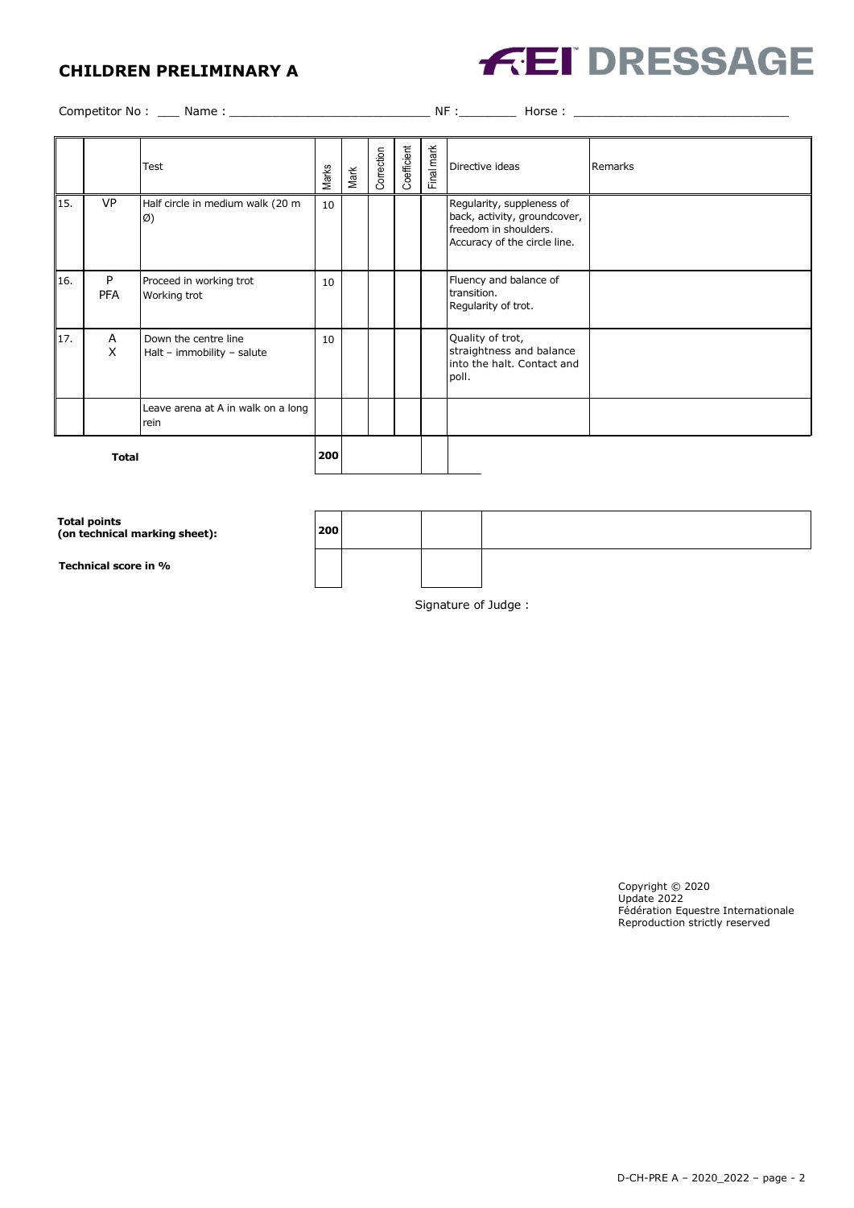## CHILDREN PRELIMINARY A

**FEI DRESSAGE**

Competitor No : ___ Name : ____________________________ NF :________ Horse : ______________________________

| | | Test | Marks | Mark | Correction | Coefficient | Final mark | Directive ideas | Remarks |
|---|---|---|---|---|---|---|---|---|---|
| 15. | VP | Half circle in medium walk (20 m Ø) | 10 | | | | | Regularity, suppleness of back, activity, groundcover, freedom in shoulders. Accuracy of the circle line. | |
| 16. | P<br>PFA | Proceed in working trot<br>Working trot | 10 | | | | | Fluency and balance of transition. Regularity of trot. | |
| 17. | A<br>X | Down the centre line<br>Halt – immobility – salute | 10 | | | | | Quality of trot, straightness and balance into the halt. Contact and poll. | |
| | | Leave arena at A in walk on a long rein | | | | | | | |
| | | **Total** | **200** | | | | | | |

| | | | |
|---|---|---|---|
| **Total points (on technical marking sheet):** | **200** | | |
| **Technical score in %** | | | |

Signature of Judge :

Copyright © 2020
Update 2022
Fédération Equestre Internationale
Reproduction strictly reserved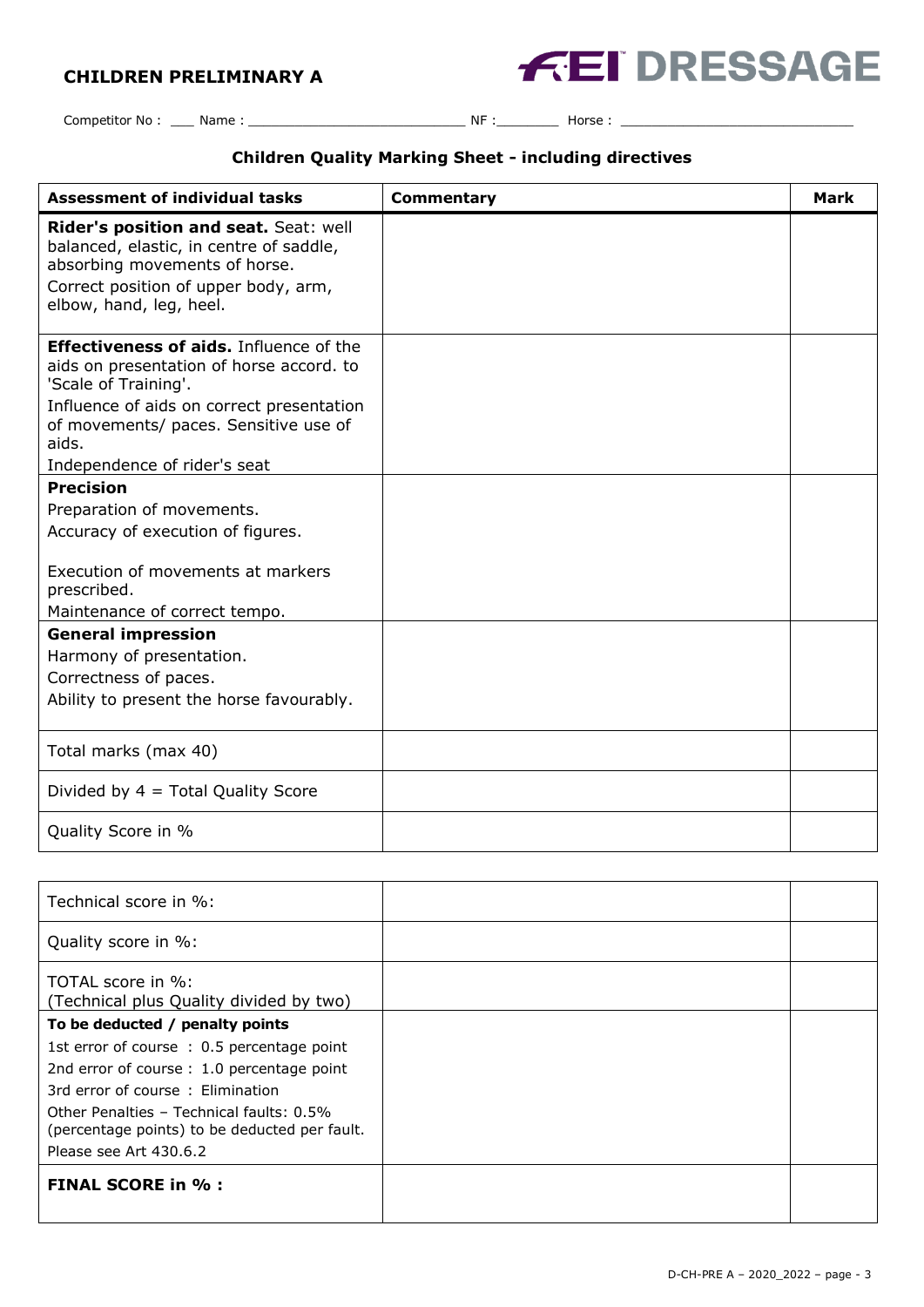# CHILDREN PRELIMINARY A

FEI DRESSAGE

Competitor No : ___ Name : ___________________________ NF :________ Horse : ______________________________

## Children Quality Marking Sheet - including directives

| Assessment of individual tasks | Commentary | Mark |
|---|---|---|
| **Rider's position and seat.** Seat: well balanced, elastic, in centre of saddle, absorbing movements of horse.<br>Correct position of upper body, arm, elbow, hand, leg, heel. | | |
| **Effectiveness of aids.** Influence of the aids on presentation of horse accord. to 'Scale of Training'.<br>Influence of aids on correct presentation of movements/ paces. Sensitive use of aids.<br>Independence of rider's seat | | |
| **Precision**<br>Preparation of movements.<br>Accuracy of execution of figures.<br><br>Execution of movements at markers prescribed.<br>Maintenance of correct tempo. | | |
| **General impression**<br>Harmony of presentation.<br>Correctness of paces.<br>Ability to present the horse favourably. | | |
| Total marks (max 40) | | |
| Divided by 4 = Total Quality Score | | |
| Quality Score in % | | |

| | | |
|---|---|---|
| Technical score in %: | | |
| Quality score in %: | | |
| TOTAL score in %:<br>(Technical plus Quality divided by two) | | |
| **To be deducted / penalty points**<br>1st error of course : 0.5 percentage point<br>2nd error of course : 1.0 percentage point<br>3rd error of course : Elimination<br>Other Penalties – Technical faults: 0.5% (percentage points) to be deducted per fault.<br>Please see Art 430.6.2 | | |
| **FINAL SCORE in % :** | | |